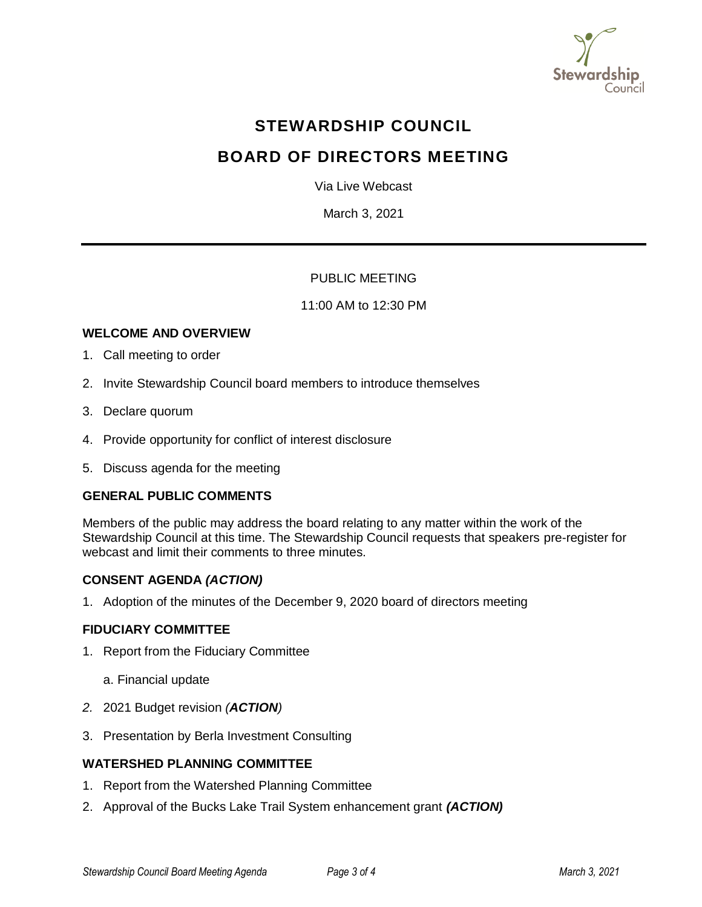# STEWARDSHIP COUNCIL

# BOARD OF DIRECTORS MEETING

Via Live Webcast

March 3, 2021

---

PUBLIC MEETING

11:00 AM to 12:30 PM

### WELCOME AND OVERVIEW

1. Call meeting to order
2. Invite Stewardship Council board members to introduce themselves
3. Declare quorum
4. Provide opportunity for conflict of interest disclosure
5. Discuss agenda for the meeting

### GENERAL PUBLIC COMMENTS

Members of the public may address the board relating to any matter within the work of the Stewardship Council at this time. The Stewardship Council requests that speakers pre-register for webcast and limit their comments to three minutes.

### CONSENT AGENDA *(ACTION)*

1. Adoption of the minutes of the December 9, 2020 board of directors meeting

### FIDUCIARY COMMITTEE

1. Report from the Fiduciary Committee
   
   a. Financial update

2. 2021 Budget revision *(**ACTION**)*
3. Presentation by Berla Investment Consulting

### WATERSHED PLANNING COMMITTEE

1. Report from the Watershed Planning Committee
2. Approval of the Bucks Lake Trail System enhancement grant ***(ACTION)***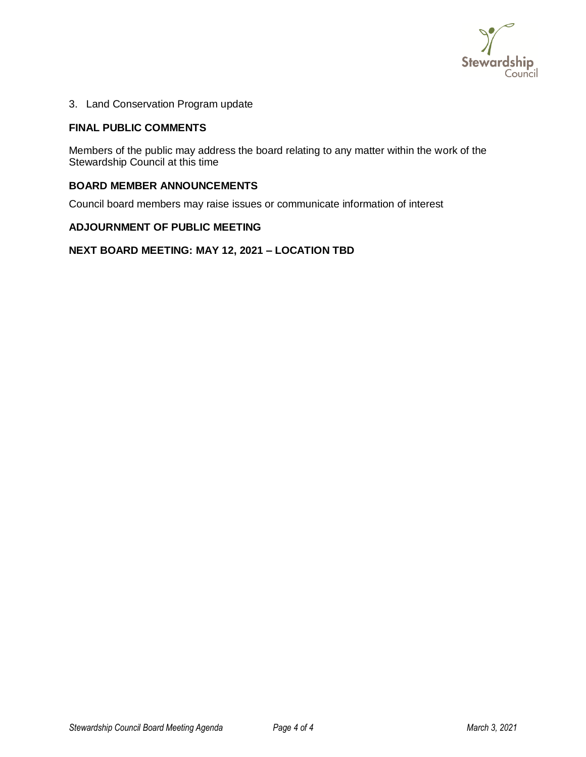3. Land Conservation Program update

**FINAL PUBLIC COMMENTS**

Members of the public may address the board relating to any matter within the work of the Stewardship Council at this time

**BOARD MEMBER ANNOUNCEMENTS**

Council board members may raise issues or communicate information of interest

**ADJOURNMENT OF PUBLIC MEETING**

**NEXT BOARD MEETING: MAY 12, 2021 – LOCATION TBD**